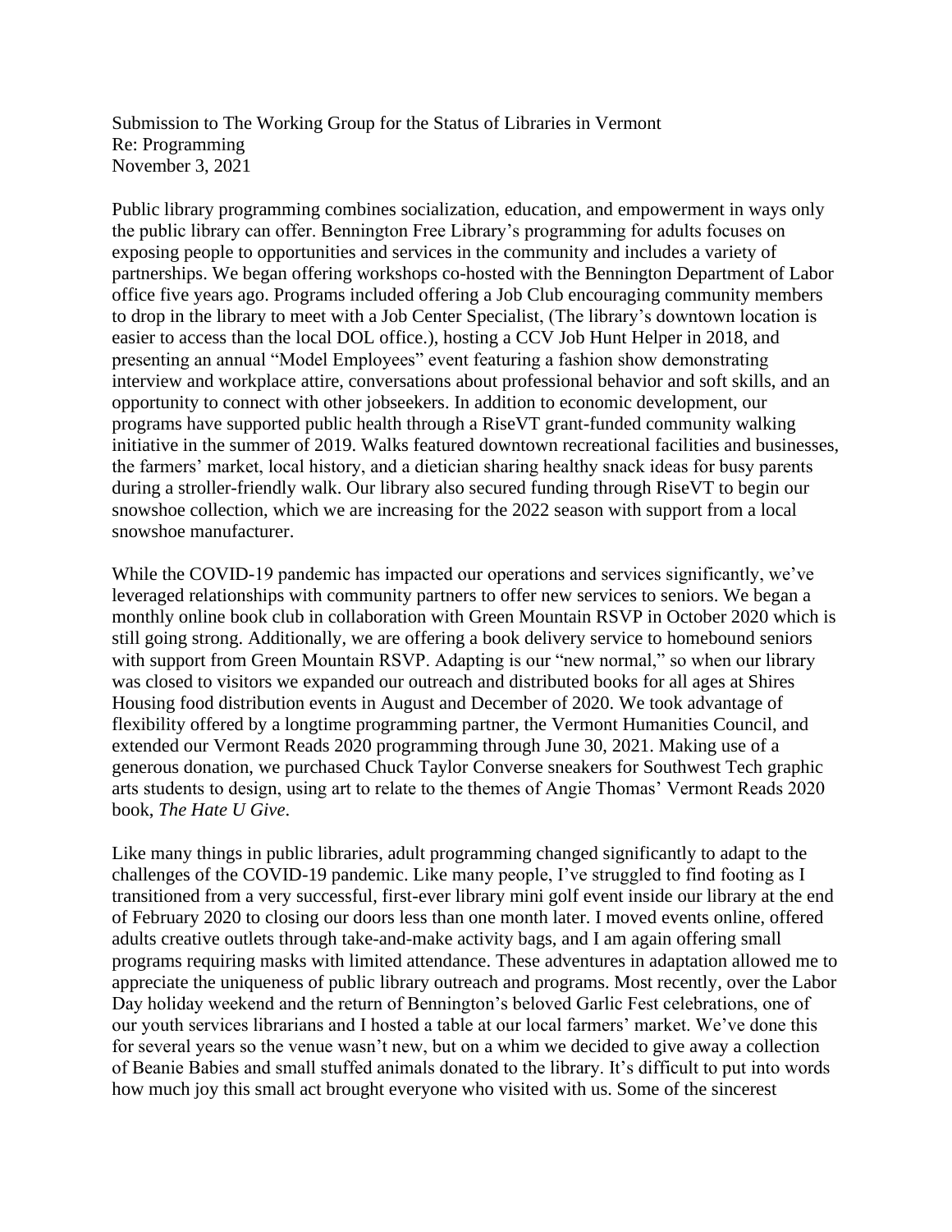Submission to The Working Group for the Status of Libraries in Vermont
Re: Programming
November 3, 2021

Public library programming combines socialization, education, and empowerment in ways only the public library can offer. Bennington Free Library's programming for adults focuses on exposing people to opportunities and services in the community and includes a variety of partnerships. We began offering workshops co-hosted with the Bennington Department of Labor office five years ago. Programs included offering a Job Club encouraging community members to drop in the library to meet with a Job Center Specialist, (The library's downtown location is easier to access than the local DOL office.), hosting a CCV Job Hunt Helper in 2018, and presenting an annual "Model Employees" event featuring a fashion show demonstrating interview and workplace attire, conversations about professional behavior and soft skills, and an opportunity to connect with other jobseekers. In addition to economic development, our programs have supported public health through a RiseVT grant-funded community walking initiative in the summer of 2019. Walks featured downtown recreational facilities and businesses, the farmers' market, local history, and a dietician sharing healthy snack ideas for busy parents during a stroller-friendly walk. Our library also secured funding through RiseVT to begin our snowshoe collection, which we are increasing for the 2022 season with support from a local snowshoe manufacturer.

While the COVID-19 pandemic has impacted our operations and services significantly, we've leveraged relationships with community partners to offer new services to seniors. We began a monthly online book club in collaboration with Green Mountain RSVP in October 2020 which is still going strong. Additionally, we are offering a book delivery service to homebound seniors with support from Green Mountain RSVP. Adapting is our "new normal," so when our library was closed to visitors we expanded our outreach and distributed books for all ages at Shires Housing food distribution events in August and December of 2020. We took advantage of flexibility offered by a longtime programming partner, the Vermont Humanities Council, and extended our Vermont Reads 2020 programming through June 30, 2021. Making use of a generous donation, we purchased Chuck Taylor Converse sneakers for Southwest Tech graphic arts students to design, using art to relate to the themes of Angie Thomas' Vermont Reads 2020 book, *The Hate U Give*.

Like many things in public libraries, adult programming changed significantly to adapt to the challenges of the COVID-19 pandemic. Like many people, I've struggled to find footing as I transitioned from a very successful, first-ever library mini golf event inside our library at the end of February 2020 to closing our doors less than one month later. I moved events online, offered adults creative outlets through take-and-make activity bags, and I am again offering small programs requiring masks with limited attendance. These adventures in adaptation allowed me to appreciate the uniqueness of public library outreach and programs. Most recently, over the Labor Day holiday weekend and the return of Bennington's beloved Garlic Fest celebrations, one of our youth services librarians and I hosted a table at our local farmers' market. We've done this for several years so the venue wasn't new, but on a whim we decided to give away a collection of Beanie Babies and small stuffed animals donated to the library. It's difficult to put into words how much joy this small act brought everyone who visited with us. Some of the sincerest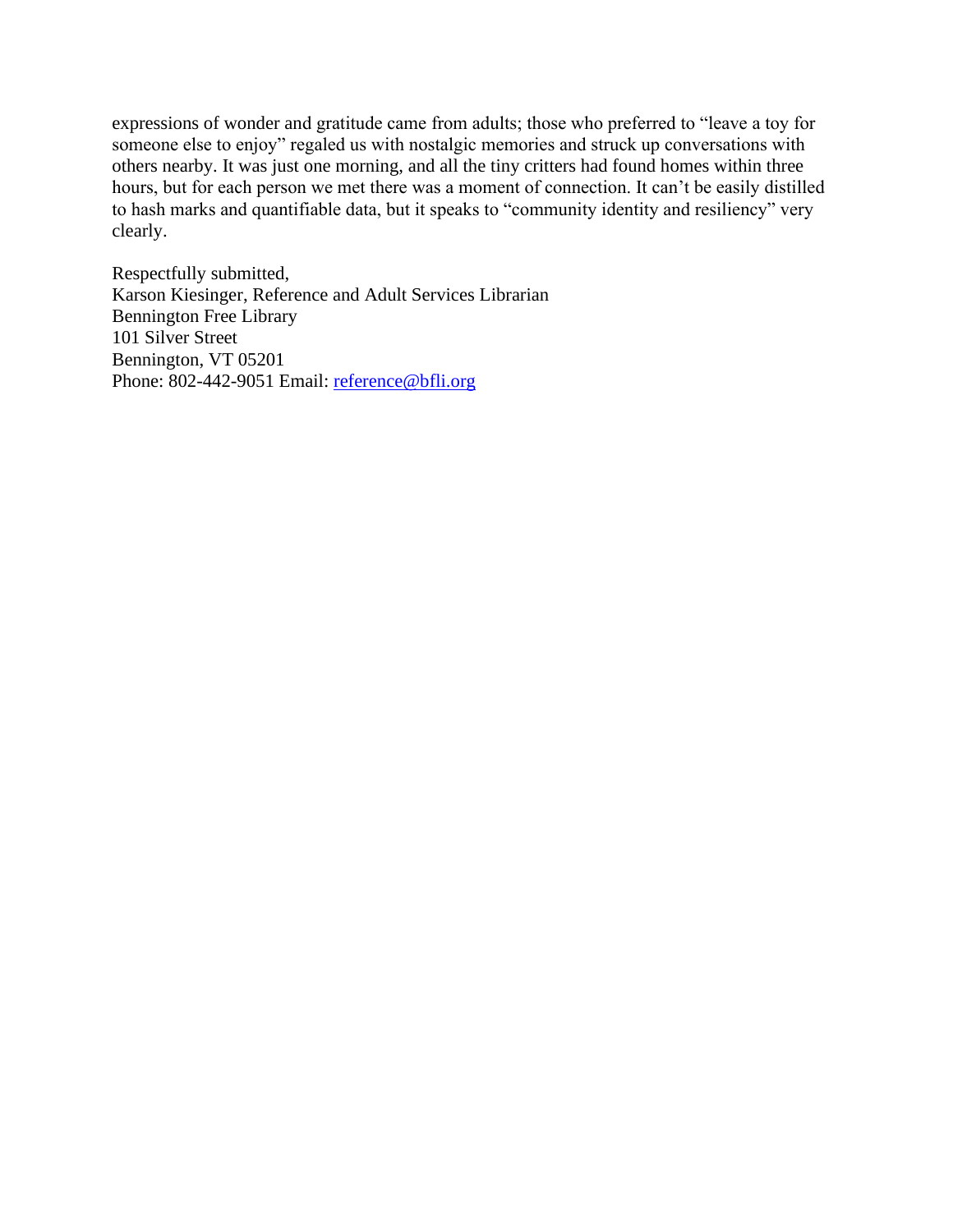expressions of wonder and gratitude came from adults; those who preferred to "leave a toy for someone else to enjoy" regaled us with nostalgic memories and struck up conversations with others nearby. It was just one morning, and all the tiny critters had found homes within three hours, but for each person we met there was a moment of connection. It can't be easily distilled to hash marks and quantifiable data, but it speaks to "community identity and resiliency" very clearly.

Respectfully submitted,
Karson Kiesinger, Reference and Adult Services Librarian
Bennington Free Library
101 Silver Street
Bennington, VT 05201
Phone: 802-442-9051 Email: reference@bfli.org